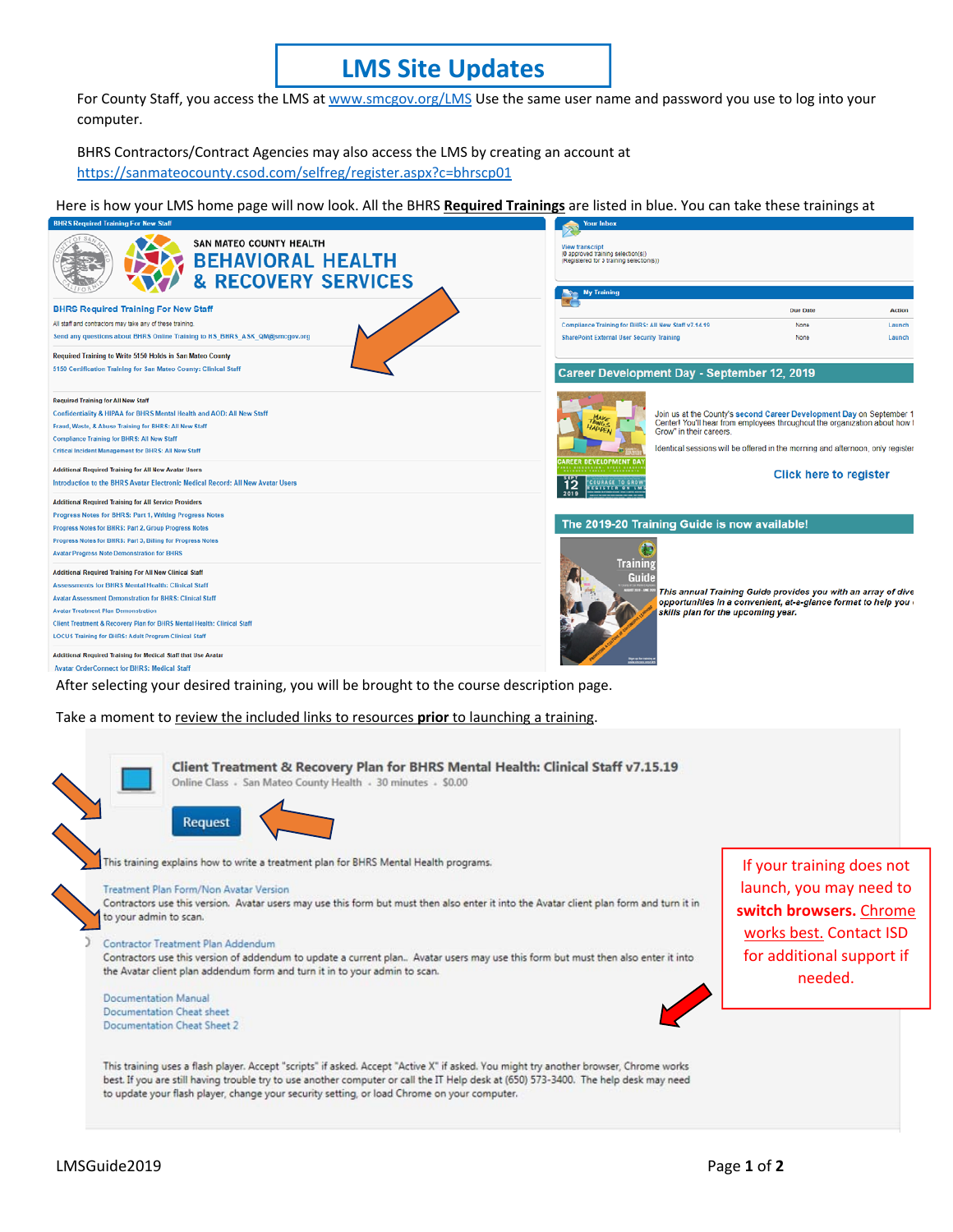# LMS Site Updates

For County Staff, you access the LMS at www.smcgov.org/LMS Use the same user name and password you use to log into your computer.

BHRS Contractors/Contract Agencies may also access the LMS by creating an account at https://sanmateocounty.csod.com/selfreg/register.aspx?c=bhrscp01

Here is how your LMS home page will now look. All the BHRS **Required Trainings** are listed in blue. You can take these trainings at

BHRS Required Training For New Staff

SAN MATEO COUNTY HEALTH
BEHAVIORAL HEALTH
& RECOVERY SERVICES

**BHRS Required Training For New Staff**

All staff and contractors may take any of these training.

Send any questions about BHRS Online Training to HS_BHRS_ASK_QM@smcgov.org

Required Training to Write 5150 Holds in San Mateo County

5150 Certification Training for San Mateo County: Clinical Staff

Required Training for All New Staff

- Confidentiality & HIPAA for BHRS Mental Health and AOD: All New Staff
- Fraud, Waste, & Abuse Training for BHRS: All New Staff
- Compliance Training for BHRS: All New Staff
- Critical Incident Management for BHRS: All New Staff

Additional Required Training for All New Avatar Users

- Introduction to the BHRS Avatar Electronic Medical Record: All New Avatar Users

Additional Required Training for All Service Providers

- Progress Notes for BHRS: Part 1, Writing Progress Notes
- Progress Notes for BHRS: Part 2, Group Progress Notes
- Progress Notes for BHRS: Part 3, Billing for Progress Notes
- Avatar Progress Note Demonstration for BHRS

Additional Required Training For All New Clinical Staff

- Assessments for BHRS Mental Health: Clinical Staff
- Avatar Assessment Demonstration for BHRS: Clinical Staff
- Avatar Treatment Plan Demonstration
- Client Treatment & Recovery Plan for BHRS Mental Health: Clinical Staff
- LOCUS Training for BHRS: Adult Program Clinical Staff

Additional Required Training for Medical Staff that Use Avatar

- Avatar OrderConnect for BHRS: Medical Staff

Your Inbox

View transcript
(0 approved training selection(s))
(Registered for 3 training selections(s))

My Training

| | Due Date | Action |
|---|---|---|
| Compliance Training for BHRS: All New Staff v7.14.19 | None | Launch |
| SharePoint External User Security Training | None | Launch |

**Career Development Day - September 12, 2019**

Join us at the County's second Career Development Day on September 1... Center! You'll hear from employees throughout the organization about how I Grow" in their careers.

Identical sessions will be offered in the morning and afternoon, only register...

Click here to register

**The 2019-20 Training Guide is now available!**

*This annual Training Guide provides you with an array of dive... opportunities in a convenient, at-a-glance format to help you... skills plan for the upcoming year.*

After selecting your desired training, you will be brought to the course description page.

Take a moment to review the included links to resources **prior** to launching a training.

**Client Treatment & Recovery Plan for BHRS Mental Health: Clinical Staff v7.15.19**

Online Class · San Mateo County Health · 30 minutes · $0.00

Request

This training explains how to write a treatment plan for BHRS Mental Health programs.

Treatment Plan Form/Non Avatar Version
Contractors use this version. Avatar users may use this form but must then also enter it into the Avatar client plan form and turn it in to your admin to scan.

Contractor Treatment Plan Addendum
Contractors use this version of addendum to update a current plan.. Avatar users may use this form but must then also enter it into the Avatar client plan addendum form and turn it in to your admin to scan.

Documentation Manual
Documentation Cheat sheet
Documentation Cheat Sheet 2

This training uses a flash player. Accept "scripts" if asked. Accept "Active X" if asked. You might try another browser, Chrome works best. If you are still having trouble try to use another computer or call the IT Help desk at (650) 573-3400. The help desk may need to update your flash player, change your security setting, or load Chrome on your computer.

If your training does not launch, you may need to **switch browsers.** Chrome works best. Contact ISD for additional support if needed.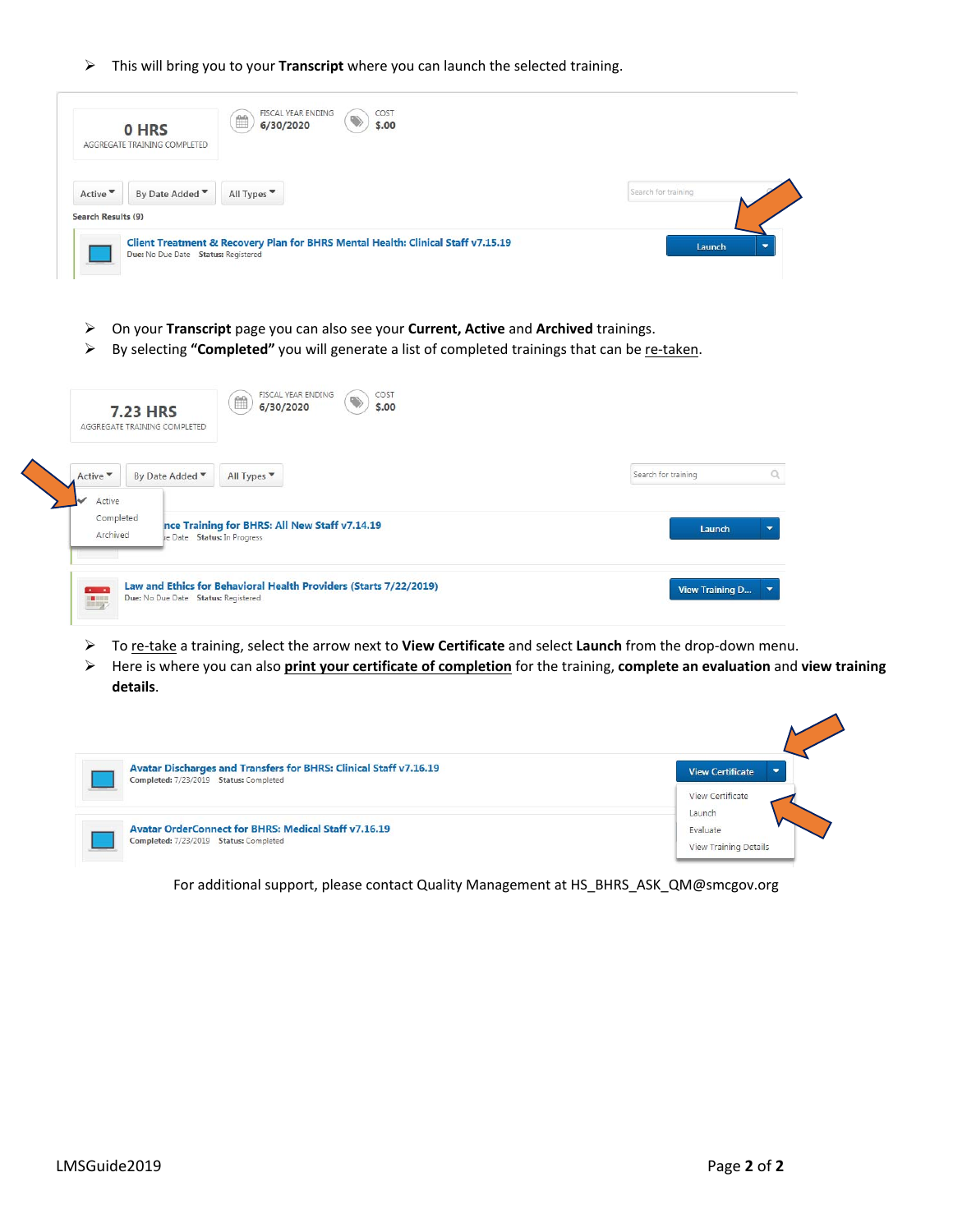- This will bring you to your **Transcript** where you can launch the selected training.

- On your **Transcript** page you can also see your **Current, Active** and **Archived** trainings.
- By selecting **"Completed"** you will generate a list of completed trainings that can be re-taken.

- To re-take a training, select the arrow next to **View Certificate** and select **Launch** from the drop-down menu.
- Here is where you can also **print your certificate of completion** for the training, **complete an evaluation** and **view training details**.

For additional support, please contact Quality Management at HS_BHRS_ASK_QM@smcgov.org

LMSGuide2019